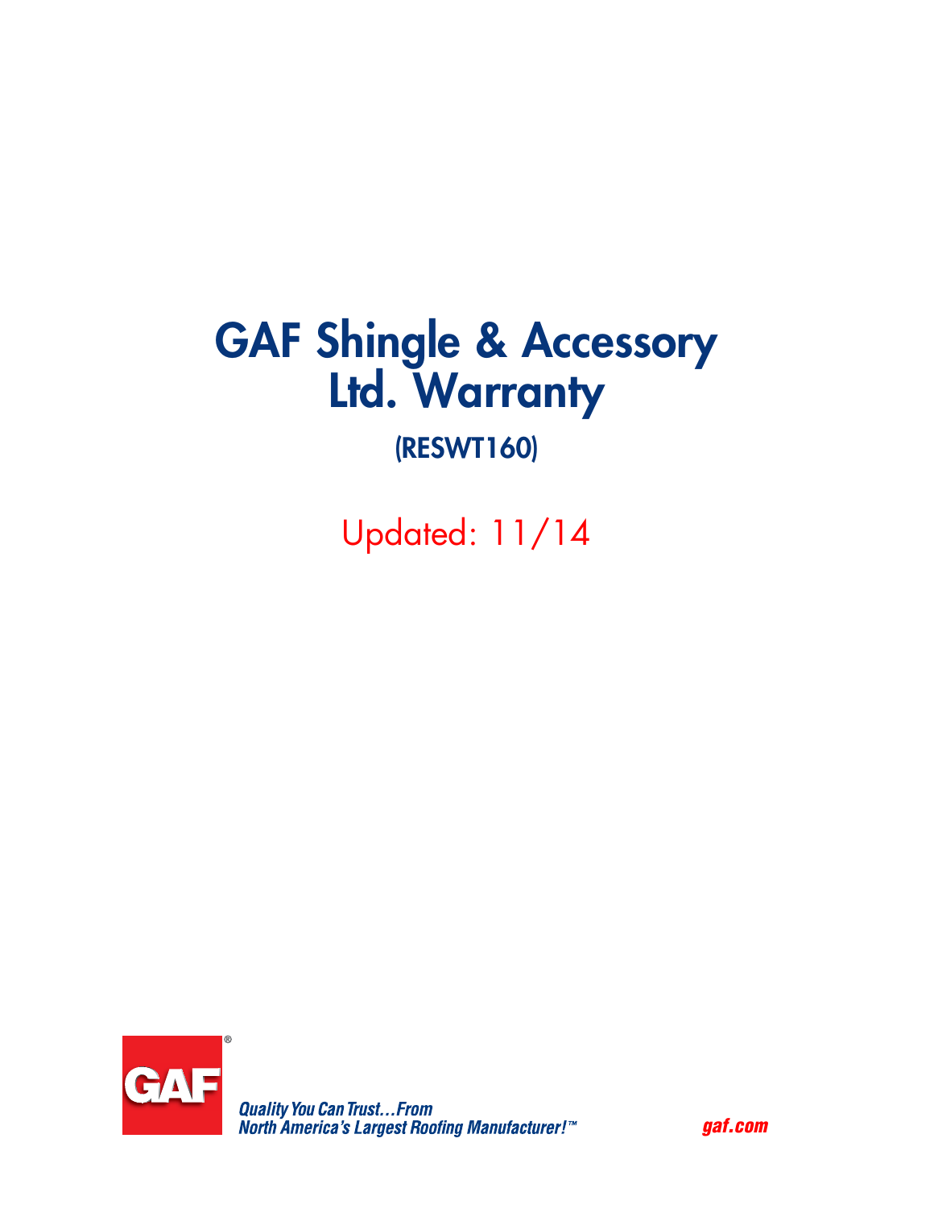# GAF Shingle & Accessory Ltd. Warranty

(RESWT160)

Updated: 11/14

GAF®

*Quality You Can Trust…From North America's Largest Roofing Manufacturer!™*

*gaf.com*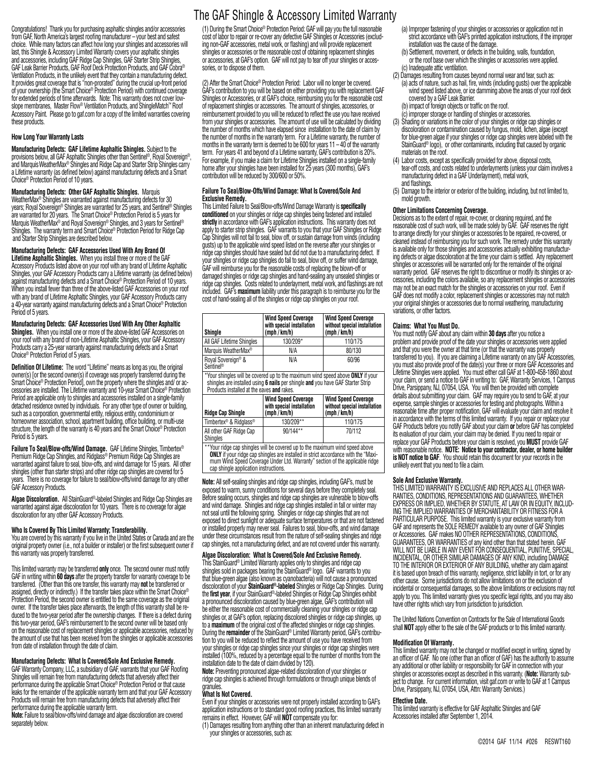# The GAF Shingle & Accessory Limited Warranty

Congratulations! Thank you for purchasing asphaltic shingles and/or accessories from GAF, North America's largest roofing manufacturer – your best and safest choice. While many factors can affect how long your shingles and accessories will last, this Shingle & Accessory Limited Warranty covers your asphaltic shingles and accessories, including GAF Ridge Cap Shingles, GAF Starter Strip Shingles, GAF Leak Barrier Products, GAF Roof Deck Protection Products, and GAF Cobra® Ventilation Products, in the unlikely event that they contain a manufacturing defect. It provides great coverage that is "non-prorated" during the crucial up-front period of your ownership (the Smart Choice® Protection Period) with continued coverage for extended periods of time afterwards. Note: This warranty does not cover low-slope membranes, Master Flow® Ventilation Products, and ShingleMatch™ Roof Accessory Paint. Please go to gaf.com for a copy of the limited warranties covering these products.

### How Long Your Warranty Lasts

**Manufacturing Defects: GAF Lifetime Asphaltic Shingles.** Subject to the provisions below, all GAF Asphaltic Shingles other than Sentinel®, Royal Sovereign®, and Marquis WeatherMax® Shingles and Ridge Cap and Starter Strip Shingles carry a Lifetime warranty (as defined below) against manufacturing defects and a Smart Choice® Protection Period of 10 years.

**Manufacturing Defects: Other GAF Asphaltic Shingles.** Marquis WeatherMax® Shingles are warranted against manufacturing defects for 30 years; Royal Sovereign® Shingles are warranted for 25 years, and Sentinel® Shingles are warranted for 20 years. The Smart Choice® Protection Period is 5 years for Marquis WeatherMax® and Royal Sovereign® Shingles, and 3 years for Sentinel® Shingles. The warranty term and Smart Choice® Protection Period for Ridge Cap and Starter Strip Shingles are described below.

**Manufacturing Defects: GAF Accessories Used With Any Brand Of Lifetime Asphaltic Shingles.** When you install three or more of the GAF Accessory Products listed above on your roof with any brand of Lifetime Asphaltic Shingles, your GAF Accessory Products carry a Lifetime warranty (as defined below) against manufacturing defects and a Smart Choice® Protection Period of 10 years. When you install fewer than three of the above-listed GAF Accessories on your roof with any brand of Lifetime Asphaltic Shingles, your GAF Accessory Products carry a 40-year warranty against manufacturing defects and a Smart Choice® Protection Period of 5 years.

**Manufacturing Defects: GAF Accessories Used With Any Other Asphaltic Shingles.** When you install one or more of the above-listed GAF Accessories on your roof with any brand of non-Lifetime Asphaltic Shingles, your GAF Accessory Products carry a 25-year warranty against manufacturing defects and a Smart Choice® Protection Period of 5 years.

**Definition Of Lifetime:** The word "Lifetime" means as long as you, the original owner(s) [or the second owner(s) if coverage was properly transferred during the Smart Choice® Protection Period], own the property where the shingles and/ or accessories are installed. The Lifetime warranty and 10-year Smart Choice® Protection Period are applicable only to shingles and accessories installed on a single-family detached residence owned by individuals. For any other type of owner or building, such as a corporation, governmental entity, religious entity, condominium or homeowner association, school, apartment building, office building, or multi-use structure, the length of the warranty is 40 years and the Smart Choice® Protection Period is 5 years.

**Failure To Seal/Blow-Offs/Wind Damage.** GAF Lifetime Shingles, Timbertex® Premium Ridge Cap Shingles, and Ridglass® Premium Ridge Cap Shingles are warranted against failure to seal, blow-offs, and wind damage for 15 years. All other shingles (other than starter strips) and other ridge cap shingles are covered for 5 years. There is no coverage for failure to seal/blow-offs/wind damage for any other GAF Accessory Products.

**Algae Discoloration.** All StainGuard®-labeled Shingles and Ridge Cap Shingles are warranted against algae discoloration for 10 years. There is no coverage for algae discoloration for any other GAF Accessory Products.

### Who Is Covered By This Limited Warranty; Transferability.

You are covered by this warranty if you live in the United States or Canada and are the original property owner (i.e., not a builder or installer) or the first subsequent owner if this warranty was properly transferred.

This limited warranty may be transferred **only** once. The second owner must notify GAF in writing within **60 days** after the property transfer for warranty coverage to be transferred. (Other than this one transfer, this warranty may **not** be transferred or assigned, directly or indirectly.) If the transfer takes place within the Smart Choice® Protection Period, the second owner is entitled to the same coverage as the original owner. If the transfer takes place afterwards, the length of this warranty shall be reduced to the two-year period after the ownership changes. If there is a defect during this two-year period, GAF's reimbursement to the second owner will be based only on the reasonable cost of replacement shingles or applicable accessories, reduced by the amount of use that has been received from the shingles or applicable accessories from date of installation through the date of claim.

### Manufacturing Defects: What Is Covered/Sole And Exclusive Remedy.

GAF Warranty Company, LLC, a subsidiary of GAF, warrants that your GAF Roofing Shingles will remain free from manufacturing defects that adversely affect their performance during the applicable Smart Choice® Protection Period or that cause leaks for the remainder of the applicable warranty term and that your GAF Accessory Products will remain free from manufacturing defects that adversely affect their performance during the applicable warranty term.

**Note:** Failure to seal/blow-offs/wind damage and algae discoloration are covered separately below.

(1) During the Smart Choice® Protection Period: GAF will pay you the full reasonable cost of labor to repair or re-cover any defective GAF Shingles or Accessories (excluding non-GAF accessories, metal work, or flashing) and will provide replacement shingles or accessories or the reasonable cost of obtaining replacement shingles or accessories, at GAF's option. GAF will not pay to tear off your shingles or accessories, or to dispose of them.

(2) After the Smart Choice® Protection Period: Labor will no longer be covered. GAF's contribution to you will be based on either providing you with replacement GAF Shingles or Accessories, or at GAF's choice, reimbursing you for the reasonable cost of replacement shingles or accessories. The amount of shingles, accessories, or reimbursement provided to you will be reduced to reflect the use you have received from your shingles or accessories. The amount of use will be calculated by dividing the number of months which have elapsed since installation to the date of claim by the number of months in the warranty term. For a Lifetime warranty, the number of months in the warranty term is deemed to be 600 for years 11 – 40 of the warranty term. For years 41 and beyond of a Lifetime warranty, GAF's contribution is 20%. For example, if you make a claim for Lifetime Shingles installed on a single-family home after your shingles have been installed for 25 years (300 months), GAF's contribution will be reduced by 300/600 or 50%.

### Failure To Seal/Blow-Offs/Wind Damage: What Is Covered/Sole And Exclusive Remedy.

This Limited Failure to Seal/Blow-offs/Wind Damage Warranty is **specifically conditioned** on your shingles or ridge cap shingles being fastened and installed **strictly** in accordance with GAF's application instructions. This warranty does not apply to starter strip shingles. GAF warrants to you that your GAF Shingles or Ridge Cap Shingles will not fail to seal, blow off, or sustain damage from winds (including gusts) up to the applicable wind speed listed on the reverse after your shingles or ridge cap shingles should have sealed but did not due to a manufacturing defect. If your shingles or ridge cap shingles do fail to seal, blow off, or suffer wind damage, GAF will reimburse you for the reasonable costs of replacing the blown-off or damaged shingles or ridge cap shingles and hand-sealing any unsealed shingles or ridge cap shingles. Costs related to underlayment, metal work, and flashings are not included. GAF's **maximum** liability under this paragraph is to reimburse you for the cost of hand-sealing all of the shingles or ridge cap shingles on your roof.

| Shingle | Wind Speed Coverage with special installation (mph / km/h) | Wind Speed Coverage without special installation (mph / km/h) |
|---|---|---|
| All GAF Lifetime Shingles | 130/209* | 110/175 |
| Marquis WeatherMax® | N/A | 80/130 |
| Royal Sovereign® & Sentinel® | N/A | 60/96 |

*Your shingles will be covered up to the maximum wind speed above **ONLY** if your shingles are installed using **6 nails** per shingle **and** you have GAF Starter Strip Products installed at the eaves **and** rakes.

| Ridge Cap Shingle | Wind Speed Coverage with special installation (mph / km/h) | Wind Speed Coverage without special installation (mph / km/h) |
|---|---|---|
| Timbertex® & Ridglass® | 130/209** | 110/175 |
| All other GAF Ridge Cap Shingles | 90/144** | 70/112 |

**Your ridge cap shingles will be covered up to the maximum wind speed above **ONLY** if your ridge cap shingles are installed in strict accordance with the "Maximum Wind Speed Coverage Under Ltd. Warranty" section of the applicable ridge cap shingle application instructions.

**Note:** All self-sealing shingles and ridge cap shingles, including GAF's, must be exposed to warm, sunny conditions for several days before they completely seal. Before sealing occurs, shingles and ridge cap shingles are vulnerable to blow-offs and wind damage. Shingles and ridge cap shingles installed in fall or winter may not seal until the following spring. Shingles or ridge cap shingles that are not exposed to direct sunlight or adequate surface temperatures or that are not fastened or installed properly may never seal. Failures to seal, blow-offs, and wind damage under these circumstances result from the nature of self-sealing shingles and ridge cap shingles, not a manufacturing defect, and are not covered under this warranty.

### Algae Discoloration: What Is Covered/Sole And Exclusive Remedy.

This StainGuard® Limited Warranty applies only to shingles and ridge cap shingles sold in packages bearing the StainGuard® logo. GAF warrants to you that blue-green algae (also known as cyanobacteria) will not cause a pronounced discoloration of your **StainGuard®-labeled** Shingles or Ridge Cap Shingles. During the **first year**, if your StainGuard®-labeled Shingles or Ridge Cap Shingles exhibit a pronounced discoloration caused by blue-green algae, GAF's contribution will be either the reasonable cost of commercially cleaning your shingles or ridge cap shingles or, at GAF's option, replacing discolored shingles or ridge cap shingles, up to a **maximum** of the original cost of the affected shingles or ridge cap shingles. During the **remainder** of the StainGuard® Limited Warranty period, GAF's contribution to you will be reduced to reflect the amount of use you have received from your shingles or ridge cap shingles since your shingles or ridge cap shingles were installed (100%, reduced by a percentage equal to the number of months from the installation date to the date of claim divided by 120).

**Note:** Preventing pronounced algae-related discoloration of your shingles or ridge cap shingles is achieved through formulations or through unique blends of granules.

### What Is Not Covered.

Even if your shingles or accessories were not properly installed according to GAF's application instructions or to standard good roofing practices, this limited warranty remains in effect. However, GAF will **NOT** compensate you for:

(1) Damages resulting from anything other than an inherent manufacturing defect in your shingles or accessories, such as:
   - (a) Improper fastening of your shingles or accessories or application not in strict accordance with GAF's printed application instructions, if the improper installation was the cause of the damage.
   - (b) Settlement, movement, or defects in the building, walls, foundation, or the roof base over which the shingles or accessories were applied.
   - (c) Inadequate attic ventilation.

(2) Damages resulting from causes beyond normal wear and tear, such as:
   - (a) acts of nature, such as hail, fire, winds (including gusts) over the applicable wind speed listed above, or ice damming above the areas of your roof deck covered by a GAF Leak Barrier.
   - (b) impact of foreign objects or traffic on the roof.
   - (c) improper storage or handling of shingles or accessories.

(3) Shading or variations in the color of your shingles or ridge cap shingles or discoloration or contamination caused by fungus, mold, lichen, algae (except for blue-green algae if your shingles or ridge cap shingles were labeled with the StainGuard® logo), or other contaminants, including that caused by organic materials on the roof.

(4) Labor costs, except as specifically provided for above, disposal costs, tear-off costs, and costs related to underlayments (unless your claim involves a manufacturing defect in a GAF Underlayment), metal work, and flashings.

(5) Damage to the interior or exterior of the building, including, but not limited to, mold growth.

### Other Limitations Concerning Coverage.

Decisions as to the extent of repair, re-cover, or cleaning required, and the reasonable cost of such work, will be made solely by GAF. GAF reserves the right to arrange directly for your shingles or accessories to be repaired, re-covered, or cleaned instead of reimbursing you for such work. The remedy under this warranty is available only for those shingles and accessories actually exhibiting manufacturing defects or algae discoloration at the time your claim is settled. Any replacement shingles or accessories will be warranted only for the remainder of the original warranty period. GAF reserves the right to discontinue or modify its shingles or accessories, including the colors available, so any replacement shingles or accessories may not be an exact match for the shingles or accessories on your roof. Even if GAF does not modify a color, replacement shingles or accessories may not match your original shingles or accessories due to normal weathering, manufacturing variations, or other factors.

### Claims: What You Must Do.

You must notify GAF about any claim within **30 days** after you notice a problem and provide proof of the date your shingles or accessories were applied and that you were the owner at that time (or that the warranty was properly transferred to you). If you are claiming a Lifetime warranty on any GAF Accessories, you must also provide proof of the date(s) your three or more GAF Accessories and Lifetime Shingles were applied. You must either call GAF at 1-800-458-1860 about your claim, or send a notice to GAF in writing to: GAF, Warranty Services, 1 Campus Drive, Parsippany, NJ, 07054, USA. You will then be provided with complete details about submitting your claim. GAF may require you to send to GAF, at your expense, sample shingles or accessories for testing and photographs. Within a reasonable time after proper notification, GAF will evaluate your claim and resolve it in accordance with the terms of this limited warranty. If you repair or replace your GAF Products before you notify GAF about your claim **or** before GAF has completed its evaluation of your claim, your claim may be denied. If you need to repair or replace your GAF Products before your claim is resolved, you **MUST** provide GAF with reasonable notice. **NOTE: Notice to your contractor, dealer, or home builder is NOT notice to GAF**. You should retain this document for your records in the unlikely event that you need to file a claim.

### Sole And Exclusive Warranty.

THIS LIMITED WARRANTY IS EXCLUSIVE AND REPLACES ALL OTHER WARRANTIES, CONDITIONS, REPRESENTATIONS AND GUARANTEES, WHETHER EXPRESS OR IMPLIED, WHETHER BY STATUTE, AT LAW OR IN EQUITY, INCLUDING THE IMPLIED WARRANTIES OF MERCHANTABILITY OR FITNESS FOR A PARTICULAR PURPOSE. This limited warranty is your exclusive warranty from GAF and represents the SOLE REMEDY available to any owner of GAF Shingles or Accessories. GAF makes NO OTHER REPRESENTATIONS, CONDITIONS, GUARANTEES, OR WARRANTIES of any kind other than that stated herein. GAF WILL NOT BE LIABLE IN ANY EVENT FOR CONSEQUENTIAL, PUNITIVE, SPECIAL, INCIDENTAL, OR OTHER SIMILAR DAMAGES OF ANY KIND, including DAMAGE TO THE INTERIOR OR EXTERIOR OF ANY BUILDING, whether any claim against it is based upon breach of this warranty, negligence, strict liability in tort, or for any other cause. Some jurisdictions do not allow limitations on or the exclusion of incidental or consequential damages, so the above limitations or exclusions may not apply to you. This limited warranty gives you specific legal rights, and you may also have other rights which vary from jurisdiction to jurisdiction.

The United Nations Convention on Contracts for the Sale of International Goods shall **NOT** apply either to the sale of the GAF products or to this limited warranty.

### Modification Of Warranty.

This limited warranty may not be changed or modified except in writing, signed by an officer of GAF. No one (other than an officer of GAF) has the authority to assume any additional or other liability or responsibility for GAF in connection with your shingles or accessories except as described in this warranty. (**Note:** Warranty subject to change. For current information, visit gaf.com or write to GAF at 1 Campus Drive, Parsippany, NJ, 07054, USA, Attn: Warranty Services.)

### Effective Date.

This limited warranty is effective for GAF Asphaltic Shingles and GAF Accessories installed after September 1, 2014.

©2014 GAF 11/14 #026 RESWT160